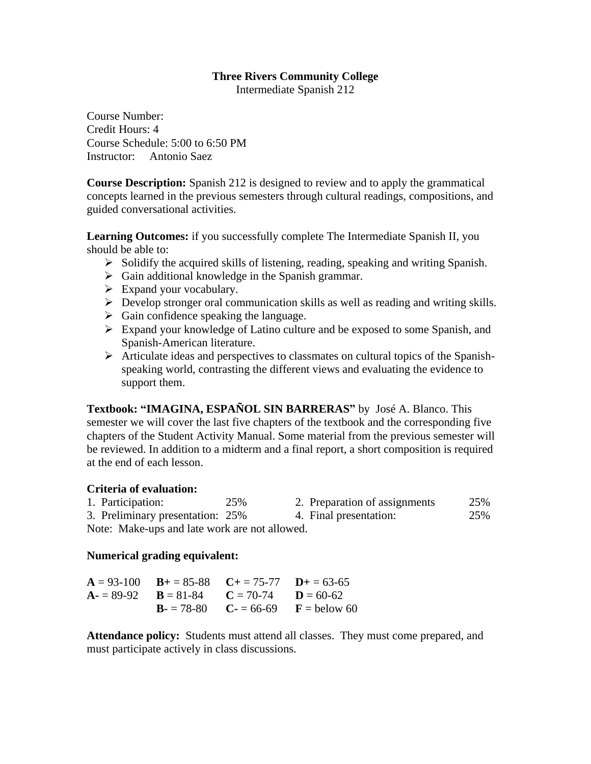**Three Rivers Community College**

Intermediate Spanish 212

Course Number:
Credit Hours: 4
Course Schedule: 5:00 to 6:50 PM
Instructor: Antonio Saez

**Course Description:** Spanish 212 is designed to review and to apply the grammatical concepts learned in the previous semesters through cultural readings, compositions, and guided conversational activities.

**Learning Outcomes:** if you successfully complete The Intermediate Spanish II, you should be able to:

- Solidify the acquired skills of listening, reading, speaking and writing Spanish.
- Gain additional knowledge in the Spanish grammar.
- Expand your vocabulary.
- Develop stronger oral communication skills as well as reading and writing skills.
- Gain confidence speaking the language.
- Expand your knowledge of Latino culture and be exposed to some Spanish, and Spanish-American literature.
- Articulate ideas and perspectives to classmates on cultural topics of the Spanish-speaking world, contrasting the different views and evaluating the evidence to support them.

**Textbook: "IMAGINA, ESPAÑOL SIN BARRERAS"** by José A. Blanco. This semester we will cover the last five chapters of the textbook and the corresponding five chapters of the Student Activity Manual. Some material from the previous semester will be reviewed. In addition to a midterm and a final report, a short composition is required at the end of each lesson.

**Criteria of evaluation:**

| | | | |
|---|---|---|---|
| 1. Participation: | 25% | 2. Preparation of assignments | 25% |
| 3. Preliminary presentation: | 25% | 4. Final presentation: | 25% |

Note: Make-ups and late work are not allowed.

**Numerical grading equivalent:**

| | | | |
|---|---|---|---|
| **A** = 93-100 | **B+** = 85-88 | **C+** = 75-77 | **D+** = 63-65 |
| **A-** = 89-92 | **B** = 81-84 | **C** = 70-74 | **D** = 60-62 |
| | **B-** = 78-80 | **C-** = 66-69 | **F** = below 60 |

**Attendance policy:** Students must attend all classes. They must come prepared, and must participate actively in class discussions.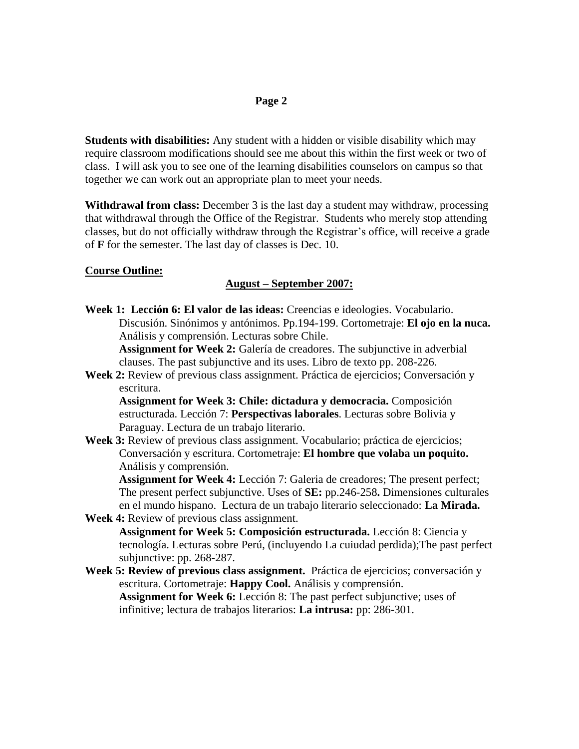**Students with disabilities:** Any student with a hidden or visible disability which may require classroom modifications should see me about this within the first week or two of class. I will ask you to see one of the learning disabilities counselors on campus so that together we can work out an appropriate plan to meet your needs.

**Withdrawal from class:** December 3 is the last day a student may withdraw, processing that withdrawal through the Office of the Registrar. Students who merely stop attending classes, but do not officially withdraw through the Registrar's office, will receive a grade of **F** for the semester. The last day of classes is Dec. 10.

**<u>Course Outline:</u>**

**<u>August – September 2007:</u>**

**Week 1: Lección 6: El valor de las ideas:** Creencias e ideologies. Vocabulario. Discusión. Sinónimos y antónimos. Pp.194-199. Cortometraje: **El ojo en la nuca.** Análisis y comprensión. Lecturas sobre Chile.
**Assignment for Week 2:** Galería de creadores. The subjunctive in adverbial clauses. The past subjunctive and its uses. Libro de texto pp. 208-226.

**Week 2:** Review of previous class assignment. Práctica de ejercicios; Conversación y escritura.
**Assignment for Week 3: Chile: dictadura y democracia.** Composición estructurada. Lección 7: **Perspectivas laborales**. Lecturas sobre Bolivia y Paraguay. Lectura de un trabajo literario.

**Week 3:** Review of previous class assignment. Vocabulario; práctica de ejercicios; Conversación y escritura. Cortometraje: **El hombre que volaba un poquito.** Análisis y comprensión.
**Assignment for Week 4:** Lección 7: Galeria de creadores; The present perfect; The present perfect subjunctive. Uses of **SE:** pp.246-258**.** Dimensiones culturales en el mundo hispano. Lectura de un trabajo literario seleccionado: **La Mirada.**

**Week 4:** Review of previous class assignment.
**Assignment for Week 5: Composición estructurada.** Lección 8: Ciencia y tecnología. Lecturas sobre Perú, (incluyendo La cuiudad perdida);The past perfect subjunctive: pp. 268-287.

**Week 5: Review of previous class assignment.** Práctica de ejercicios; conversación y escritura. Cortometraje: **Happy Cool.** Análisis y comprensión.
**Assignment for Week 6:** Lección 8: The past perfect subjunctive; uses of infinitive; lectura de trabajos literarios: **La intrusa:** pp: 286-301.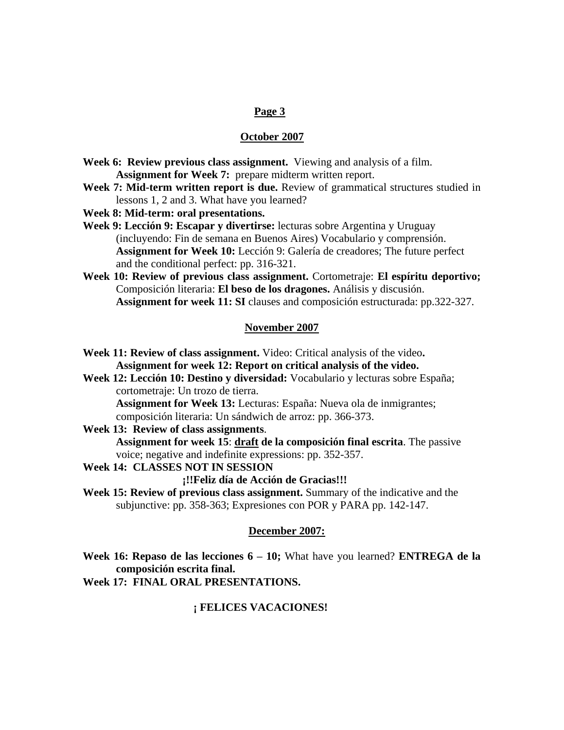## October 2007

**Week 6: Review previous class assignment.** Viewing and analysis of a film.
**Assignment for Week 7:** prepare midterm written report.

**Week 7: Mid-term written report is due.** Review of grammatical structures studied in lessons 1, 2 and 3. What have you learned?

**Week 8: Mid-term: oral presentations.**

**Week 9: Lección 9: Escapar y divertirse:** lecturas sobre Argentina y Uruguay (incluyendo: Fin de semana en Buenos Aires) Vocabulario y comprensión.
**Assignment for Week 10:** Lección 9: Galería de creadores; The future perfect and the conditional perfect: pp. 316-321.

**Week 10: Review of previous class assignment.** Cortometraje: **El espíritu deportivo;** Composición literaria: **El beso de los dragones.** Análisis y discusión.
**Assignment for week 11: SI** clauses and composición estructurada: pp.322-327.

## November 2007

**Week 11: Review of class assignment.** Video: Critical analysis of the video**.**
**Assignment for week 12: Report on critical analysis of the video.**

**Week 12: Lección 10: Destino y diversidad:** Vocabulario y lecturas sobre España; cortometraje: Un trozo de tierra.
**Assignment for Week 13:** Lecturas: España: Nueva ola de inmigrantes; composición literaria: Un sándwich de arroz: pp. 366-373.

**Week 13: Review of class assignments**.
**Assignment for week 15**: **draft de la composición final escrita**. The passive voice; negative and indefinite expressions: pp. 352-357.

**Week 14: CLASSES NOT IN SESSION**

**¡!!Feliz día de Acción de Gracias!!!**

**Week 15: Review of previous class assignment.** Summary of the indicative and the subjunctive: pp. 358-363; Expresiones con POR y PARA pp. 142-147.

## December 2007:

**Week 16: Repaso de las lecciones 6 – 10;** What have you learned? **ENTREGA de la composición escrita final.**

**Week 17: FINAL ORAL PRESENTATIONS.**

**¡ FELICES VACACIONES!**